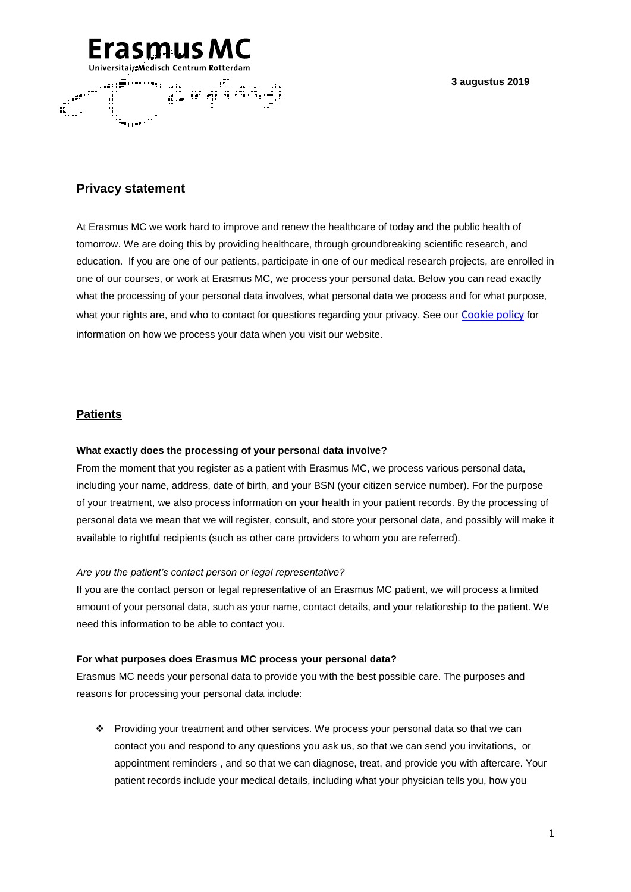**Erasmus MC**
Universitair Medisch Centrum Rotterdam

**3 augustus 2019**

## Privacy statement

At Erasmus MC we work hard to improve and renew the healthcare of today and the public health of tomorrow. We are doing this by providing healthcare, through groundbreaking scientific research, and education. If you are one of our patients, participate in one of our medical research projects, are enrolled in one of our courses, or work at Erasmus MC, we process your personal data. Below you can read exactly what the processing of your personal data involves, what personal data we process and for what purpose, what your rights are, and who to contact for questions regarding your privacy. See our Cookie policy for information on how we process your data when you visit our website.

## Patients

**What exactly does the processing of your personal data involve?**

From the moment that you register as a patient with Erasmus MC, we process various personal data, including your name, address, date of birth, and your BSN (your citizen service number). For the purpose of your treatment, we also process information on your health in your patient records. By the processing of personal data we mean that we will register, consult, and store your personal data, and possibly will make it available to rightful recipients (such as other care providers to whom you are referred).

*Are you the patient's contact person or legal representative?*

If you are the contact person or legal representative of an Erasmus MC patient, we will process a limited amount of your personal data, such as your name, contact details, and your relationship to the patient. We need this information to be able to contact you.

**For what purposes does Erasmus MC process your personal data?**

Erasmus MC needs your personal data to provide you with the best possible care. The purposes and reasons for processing your personal data include:

- Providing your treatment and other services. We process your personal data so that we can contact you and respond to any questions you ask us, so that we can send you invitations, or appointment reminders , and so that we can diagnose, treat, and provide you with aftercare. Your patient records include your medical details, including what your physician tells you, how you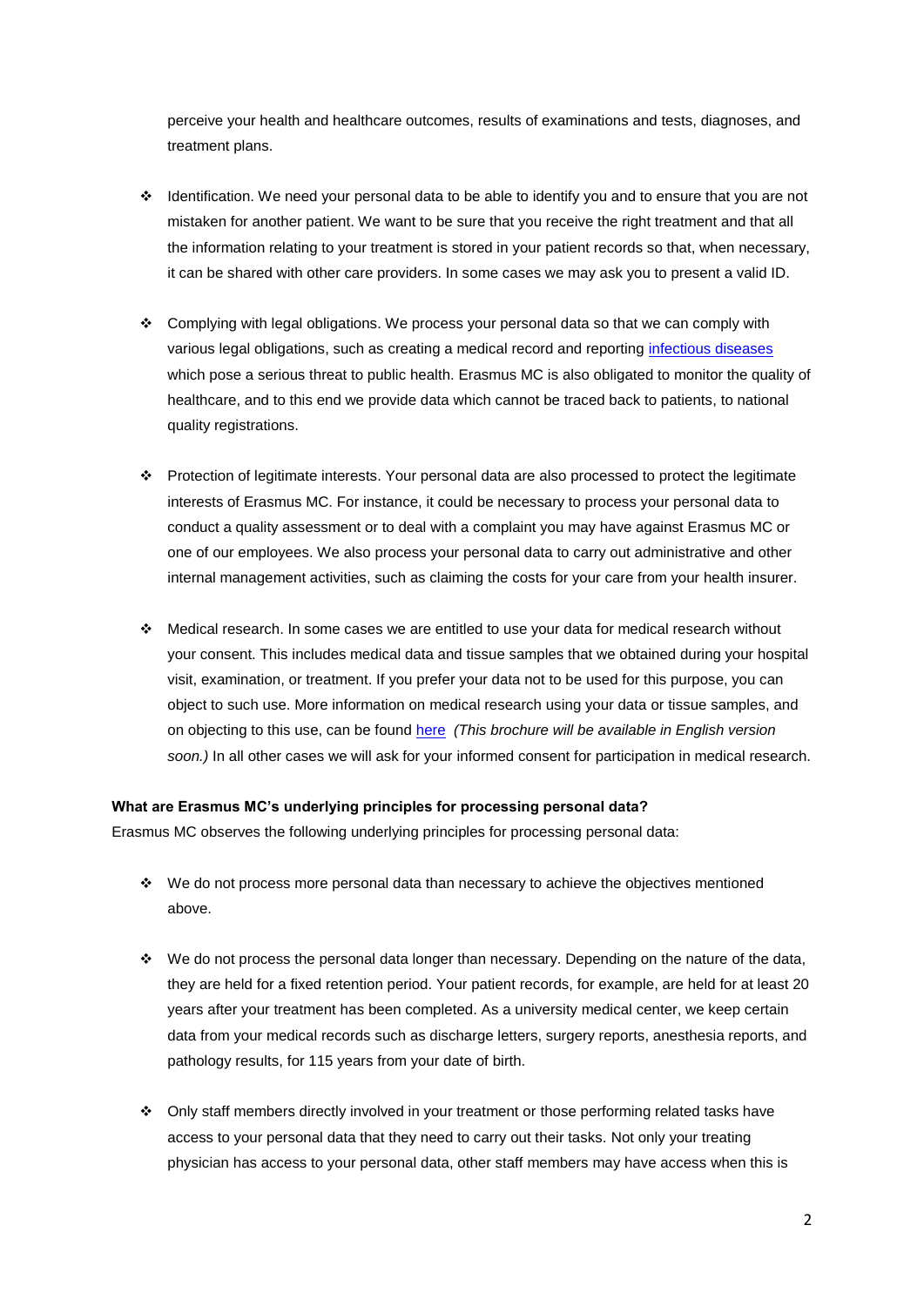perceive your health and healthcare outcomes, results of examinations and tests, diagnoses, and treatment plans.

- Identification. We need your personal data to be able to identify you and to ensure that you are not mistaken for another patient. We want to be sure that you receive the right treatment and that all the information relating to your treatment is stored in your patient records so that, when necessary, it can be shared with other care providers. In some cases we may ask you to present a valid ID.

- Complying with legal obligations. We process your personal data so that we can comply with various legal obligations, such as creating a medical record and reporting infectious diseases which pose a serious threat to public health. Erasmus MC is also obligated to monitor the quality of healthcare, and to this end we provide data which cannot be traced back to patients, to national quality registrations.

- Protection of legitimate interests. Your personal data are also processed to protect the legitimate interests of Erasmus MC. For instance, it could be necessary to process your personal data to conduct a quality assessment or to deal with a complaint you may have against Erasmus MC or one of our employees. We also process your personal data to carry out administrative and other internal management activities, such as claiming the costs for your care from your health insurer.

- Medical research. In some cases we are entitled to use your data for medical research without your consent. This includes medical data and tissue samples that we obtained during your hospital visit, examination, or treatment. If you prefer your data not to be used for this purpose, you can object to such use. More information on medical research using your data or tissue samples, and on objecting to this use, can be found here *(This brochure will be available in English version soon.)* In all other cases we will ask for your informed consent for participation in medical research.

**What are Erasmus MC's underlying principles for processing personal data?**

Erasmus MC observes the following underlying principles for processing personal data:

- We do not process more personal data than necessary to achieve the objectives mentioned above.

- We do not process the personal data longer than necessary. Depending on the nature of the data, they are held for a fixed retention period. Your patient records, for example, are held for at least 20 years after your treatment has been completed. As a university medical center, we keep certain data from your medical records such as discharge letters, surgery reports, anesthesia reports, and pathology results, for 115 years from your date of birth.

- Only staff members directly involved in your treatment or those performing related tasks have access to your personal data that they need to carry out their tasks. Not only your treating physician has access to your personal data, other staff members may have access when this is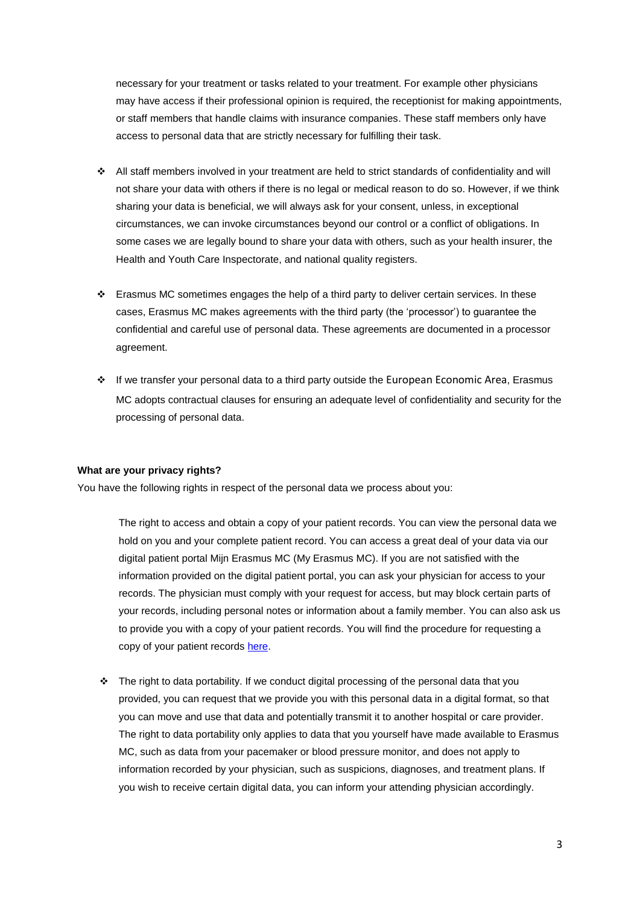necessary for your treatment or tasks related to your treatment. For example other physicians may have access if their professional opinion is required, the receptionist for making appointments, or staff members that handle claims with insurance companies. These staff members only have access to personal data that are strictly necessary for fulfilling their task.

- All staff members involved in your treatment are held to strict standards of confidentiality and will not share your data with others if there is no legal or medical reason to do so. However, if we think sharing your data is beneficial, we will always ask for your consent, unless, in exceptional circumstances, we can invoke circumstances beyond our control or a conflict of obligations. In some cases we are legally bound to share your data with others, such as your health insurer, the Health and Youth Care Inspectorate, and national quality registers.

- Erasmus MC sometimes engages the help of a third party to deliver certain services. In these cases, Erasmus MC makes agreements with the third party (the 'processor') to guarantee the confidential and careful use of personal data. These agreements are documented in a processor agreement.

- If we transfer your personal data to a third party outside the European Economic Area, Erasmus MC adopts contractual clauses for ensuring an adequate level of confidentiality and security for the processing of personal data.

**What are your privacy rights?**

You have the following rights in respect of the personal data we process about you:

The right to access and obtain a copy of your patient records. You can view the personal data we hold on you and your complete patient record. You can access a great deal of your data via our digital patient portal Mijn Erasmus MC (My Erasmus MC). If you are not satisfied with the information provided on the digital patient portal, you can ask your physician for access to your records. The physician must comply with your request for access, but may block certain parts of your records, including personal notes or information about a family member. You can also ask us to provide you with a copy of your patient records. You will find the procedure for requesting a copy of your patient records here.

- The right to data portability. If we conduct digital processing of the personal data that you provided, you can request that we provide you with this personal data in a digital format, so that you can move and use that data and potentially transmit it to another hospital or care provider. The right to data portability only applies to data that you yourself have made available to Erasmus MC, such as data from your pacemaker or blood pressure monitor, and does not apply to information recorded by your physician, such as suspicions, diagnoses, and treatment plans. If you wish to receive certain digital data, you can inform your attending physician accordingly.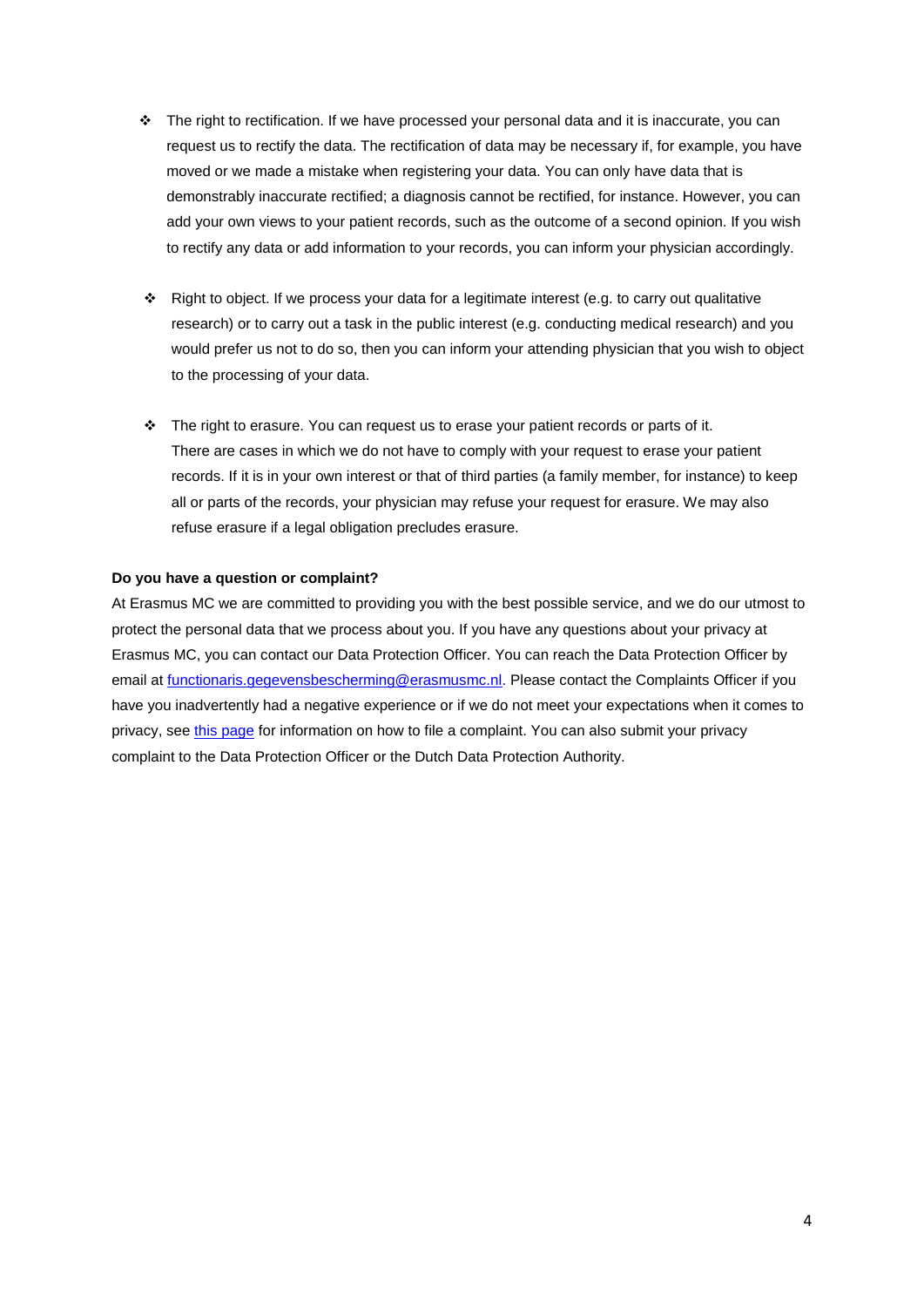- The right to rectification. If we have processed your personal data and it is inaccurate, you can request us to rectify the data. The rectification of data may be necessary if, for example, you have moved or we made a mistake when registering your data. You can only have data that is demonstrably inaccurate rectified; a diagnosis cannot be rectified, for instance. However, you can add your own views to your patient records, such as the outcome of a second opinion. If you wish to rectify any data or add information to your records, you can inform your physician accordingly.

- Right to object. If we process your data for a legitimate interest (e.g. to carry out qualitative research) or to carry out a task in the public interest (e.g. conducting medical research) and you would prefer us not to do so, then you can inform your attending physician that you wish to object to the processing of your data.

- The right to erasure. You can request us to erase your patient records or parts of it. There are cases in which we do not have to comply with your request to erase your patient records. If it is in your own interest or that of third parties (a family member, for instance) to keep all or parts of the records, your physician may refuse your request for erasure. We may also refuse erasure if a legal obligation precludes erasure.

**Do you have a question or complaint?**

At Erasmus MC we are committed to providing you with the best possible service, and we do our utmost to protect the personal data that we process about you. If you have any questions about your privacy at Erasmus MC, you can contact our Data Protection Officer. You can reach the Data Protection Officer by email at functionaris.gegevensbescherming@erasmusmc.nl. Please contact the Complaints Officer if you have you inadvertently had a negative experience or if we do not meet your expectations when it comes to privacy, see this page for information on how to file a complaint. You can also submit your privacy complaint to the Data Protection Officer or the Dutch Data Protection Authority.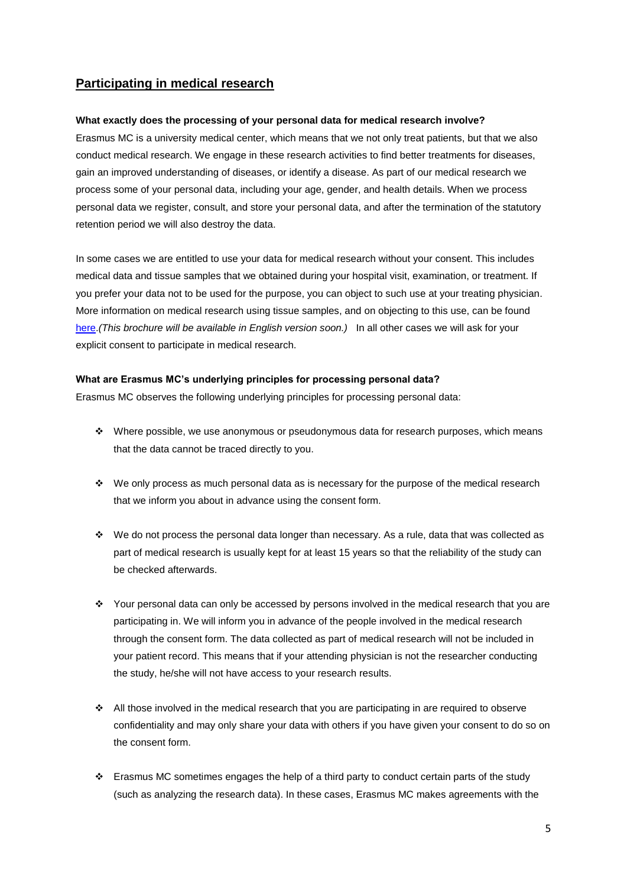## Participating in medical research

**What exactly does the processing of your personal data for medical research involve?**

Erasmus MC is a university medical center, which means that we not only treat patients, but that we also conduct medical research. We engage in these research activities to find better treatments for diseases, gain an improved understanding of diseases, or identify a disease. As part of our medical research we process some of your personal data, including your age, gender, and health details. When we process personal data we register, consult, and store your personal data, and after the termination of the statutory retention period we will also destroy the data.

In some cases we are entitled to use your data for medical research without your consent. This includes medical data and tissue samples that we obtained during your hospital visit, examination, or treatment. If you prefer your data not to be used for the purpose, you can object to such use at your treating physician. More information on medical research using tissue samples, and on objecting to this use, can be found here.*(This brochure will be available in English version soon.)* In all other cases we will ask for your explicit consent to participate in medical research.

**What are Erasmus MC's underlying principles for processing personal data?**

Erasmus MC observes the following underlying principles for processing personal data:

- Where possible, we use anonymous or pseudonymous data for research purposes, which means that the data cannot be traced directly to you.
- We only process as much personal data as is necessary for the purpose of the medical research that we inform you about in advance using the consent form.
- We do not process the personal data longer than necessary. As a rule, data that was collected as part of medical research is usually kept for at least 15 years so that the reliability of the study can be checked afterwards.
- Your personal data can only be accessed by persons involved in the medical research that you are participating in. We will inform you in advance of the people involved in the medical research through the consent form. The data collected as part of medical research will not be included in your patient record. This means that if your attending physician is not the researcher conducting the study, he/she will not have access to your research results.
- All those involved in the medical research that you are participating in are required to observe confidentiality and may only share your data with others if you have given your consent to do so on the consent form.
- Erasmus MC sometimes engages the help of a third party to conduct certain parts of the study (such as analyzing the research data). In these cases, Erasmus MC makes agreements with the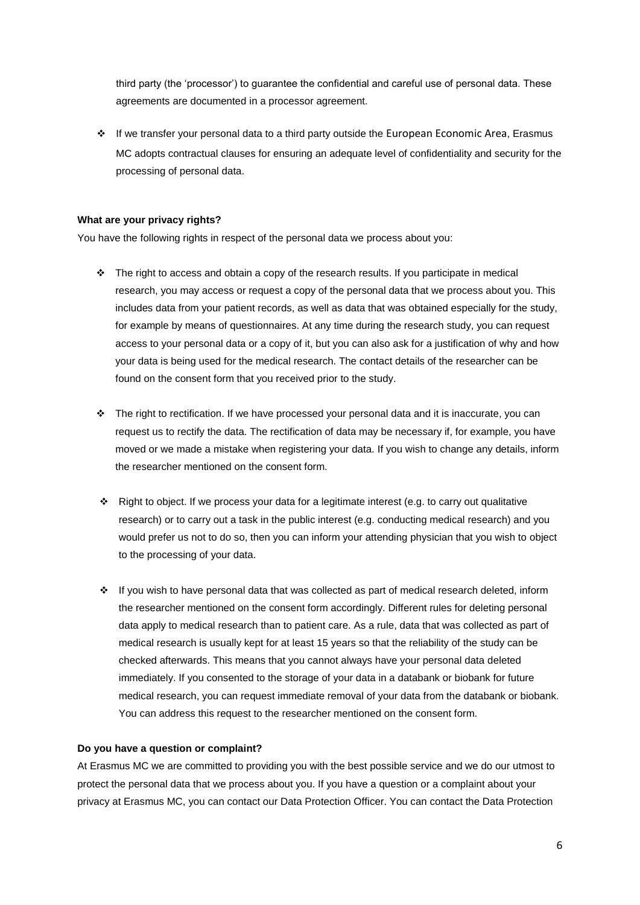third party (the 'processor') to guarantee the confidential and careful use of personal data. These agreements are documented in a processor agreement.

- If we transfer your personal data to a third party outside the European Economic Area, Erasmus MC adopts contractual clauses for ensuring an adequate level of confidentiality and security for the processing of personal data.

**What are your privacy rights?**

You have the following rights in respect of the personal data we process about you:

- The right to access and obtain a copy of the research results. If you participate in medical research, you may access or request a copy of the personal data that we process about you. This includes data from your patient records, as well as data that was obtained especially for the study, for example by means of questionnaires. At any time during the research study, you can request access to your personal data or a copy of it, but you can also ask for a justification of why and how your data is being used for the medical research. The contact details of the researcher can be found on the consent form that you received prior to the study.

- The right to rectification. If we have processed your personal data and it is inaccurate, you can request us to rectify the data. The rectification of data may be necessary if, for example, you have moved or we made a mistake when registering your data. If you wish to change any details, inform the researcher mentioned on the consent form.

- Right to object. If we process your data for a legitimate interest (e.g. to carry out qualitative research) or to carry out a task in the public interest (e.g. conducting medical research) and you would prefer us not to do so, then you can inform your attending physician that you wish to object to the processing of your data.

- If you wish to have personal data that was collected as part of medical research deleted, inform the researcher mentioned on the consent form accordingly. Different rules for deleting personal data apply to medical research than to patient care. As a rule, data that was collected as part of medical research is usually kept for at least 15 years so that the reliability of the study can be checked afterwards. This means that you cannot always have your personal data deleted immediately. If you consented to the storage of your data in a databank or biobank for future medical research, you can request immediate removal of your data from the databank or biobank. You can address this request to the researcher mentioned on the consent form.

**Do you have a question or complaint?**

At Erasmus MC we are committed to providing you with the best possible service and we do our utmost to protect the personal data that we process about you. If you have a question or a complaint about your privacy at Erasmus MC, you can contact our Data Protection Officer. You can contact the Data Protection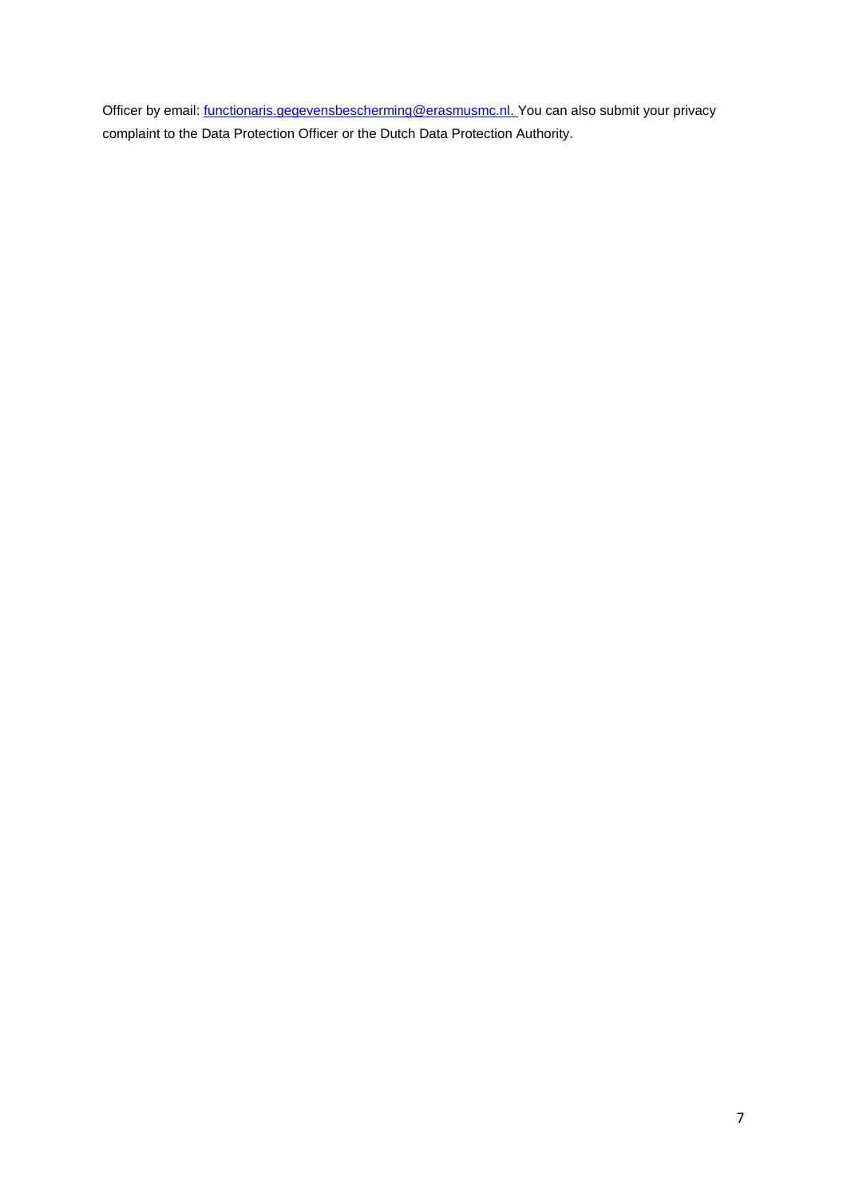Officer by email: [functionaris.gegevensbescherming@erasmusmc.nl.](mailto:functionaris.gegevensbescherming@erasmusmc.nl) You can also submit your privacy complaint to the Data Protection Officer or the Dutch Data Protection Authority.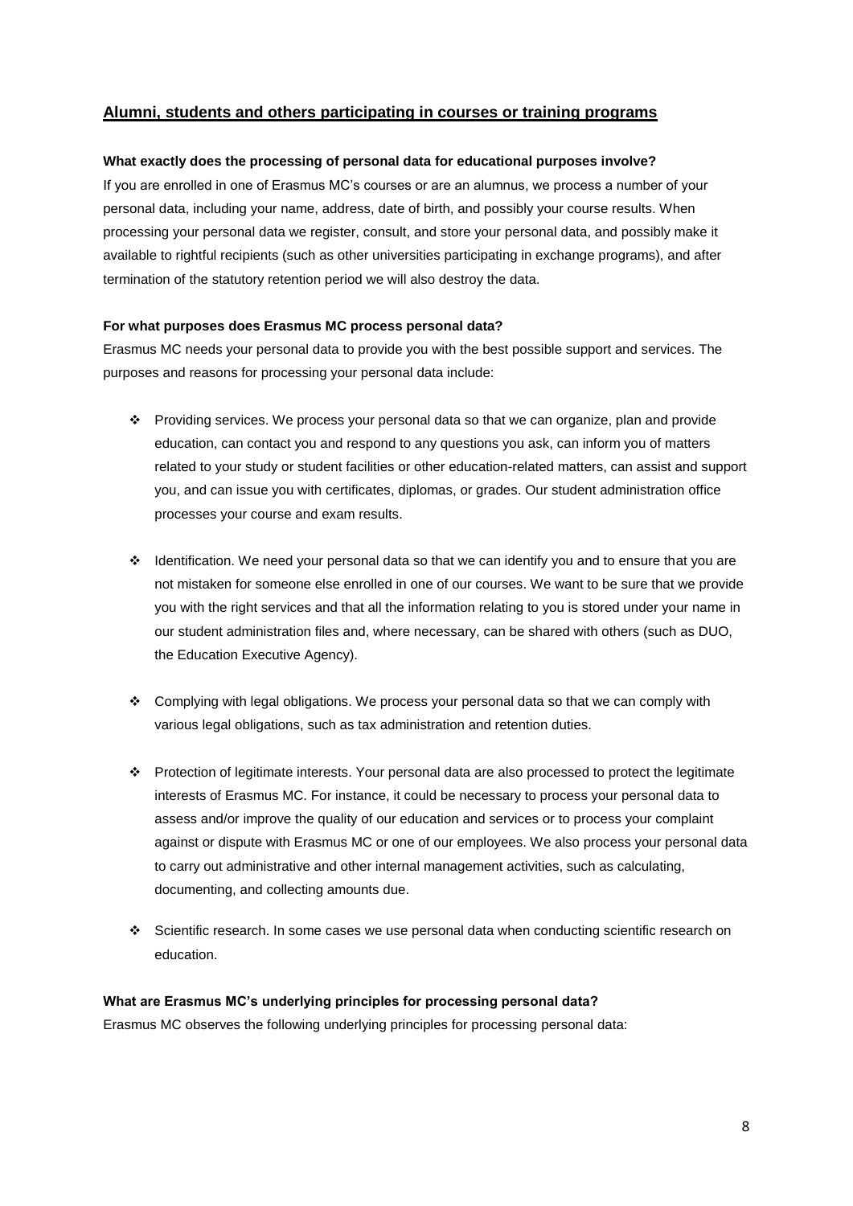## Alumni, students and others participating in courses or training programs

**What exactly does the processing of personal data for educational purposes involve?**

If you are enrolled in one of Erasmus MC's courses or are an alumnus, we process a number of your personal data, including your name, address, date of birth, and possibly your course results. When processing your personal data we register, consult, and store your personal data, and possibly make it available to rightful recipients (such as other universities participating in exchange programs), and after termination of the statutory retention period we will also destroy the data.

**For what purposes does Erasmus MC process personal data?**

Erasmus MC needs your personal data to provide you with the best possible support and services. The purposes and reasons for processing your personal data include:

- Providing services. We process your personal data so that we can organize, plan and provide education, can contact you and respond to any questions you ask, can inform you of matters related to your study or student facilities or other education-related matters, can assist and support you, and can issue you with certificates, diplomas, or grades. Our student administration office processes your course and exam results.

- Identification. We need your personal data so that we can identify you and to ensure that you are not mistaken for someone else enrolled in one of our courses. We want to be sure that we provide you with the right services and that all the information relating to you is stored under your name in our student administration files and, where necessary, can be shared with others (such as DUO, the Education Executive Agency).

- Complying with legal obligations. We process your personal data so that we can comply with various legal obligations, such as tax administration and retention duties.

- Protection of legitimate interests. Your personal data are also processed to protect the legitimate interests of Erasmus MC. For instance, it could be necessary to process your personal data to assess and/or improve the quality of our education and services or to process your complaint against or dispute with Erasmus MC or one of our employees. We also process your personal data to carry out administrative and other internal management activities, such as calculating, documenting, and collecting amounts due.

- Scientific research. In some cases we use personal data when conducting scientific research on education.

**What are Erasmus MC's underlying principles for processing personal data?**

Erasmus MC observes the following underlying principles for processing personal data: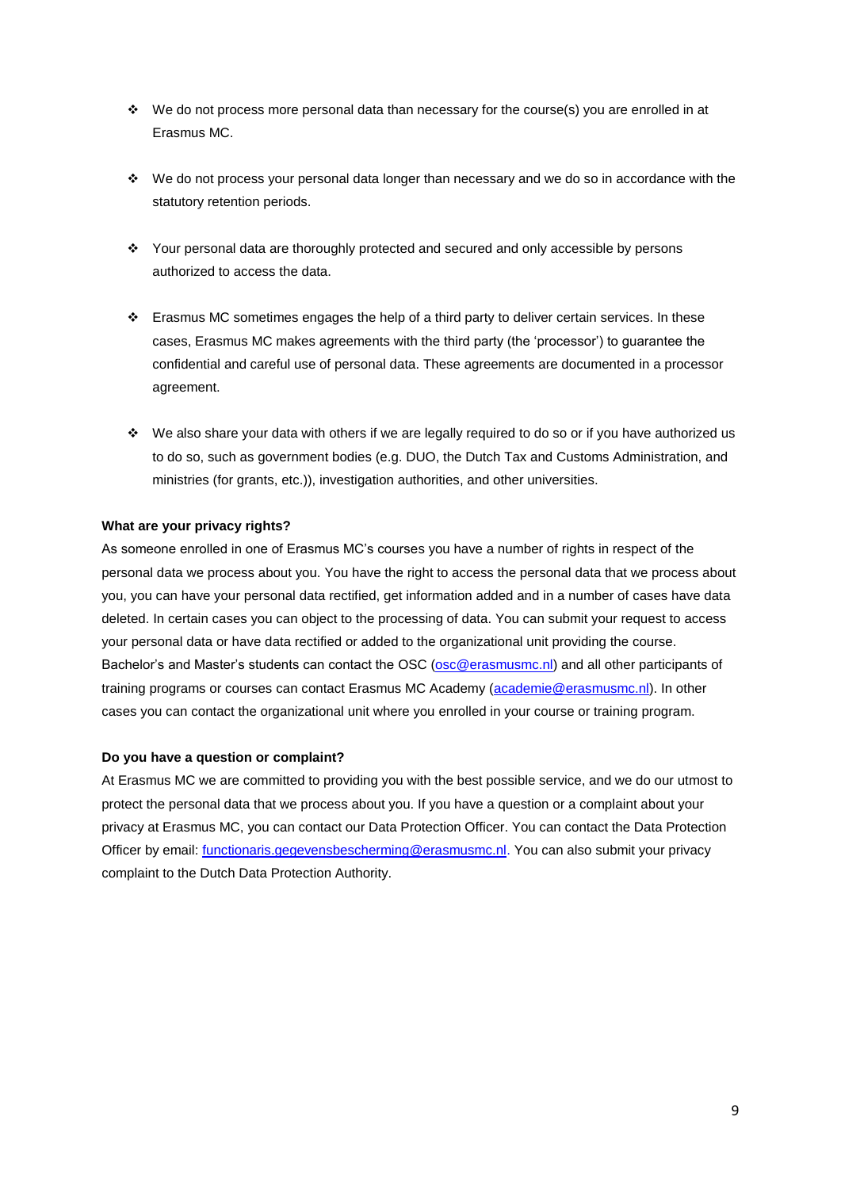- We do not process more personal data than necessary for the course(s) you are enrolled in at Erasmus MC.

- We do not process your personal data longer than necessary and we do so in accordance with the statutory retention periods.

- Your personal data are thoroughly protected and secured and only accessible by persons authorized to access the data.

- Erasmus MC sometimes engages the help of a third party to deliver certain services. In these cases, Erasmus MC makes agreements with the third party (the 'processor') to guarantee the confidential and careful use of personal data. These agreements are documented in a processor agreement.

- We also share your data with others if we are legally required to do so or if you have authorized us to do so, such as government bodies (e.g. DUO, the Dutch Tax and Customs Administration, and ministries (for grants, etc.)), investigation authorities, and other universities.

**What are your privacy rights?**

As someone enrolled in one of Erasmus MC's courses you have a number of rights in respect of the personal data we process about you. You have the right to access the personal data that we process about you, you can have your personal data rectified, get information added and in a number of cases have data deleted. In certain cases you can object to the processing of data. You can submit your request to access your personal data or have data rectified or added to the organizational unit providing the course. Bachelor's and Master's students can contact the OSC (osc@erasmusmc.nl) and all other participants of training programs or courses can contact Erasmus MC Academy (academie@erasmusmc.nl). In other cases you can contact the organizational unit where you enrolled in your course or training program.

**Do you have a question or complaint?**

At Erasmus MC we are committed to providing you with the best possible service, and we do our utmost to protect the personal data that we process about you. If you have a question or a complaint about your privacy at Erasmus MC, you can contact our Data Protection Officer. You can contact the Data Protection Officer by email: functionaris.gegevensbescherming@erasmusmc.nl. You can also submit your privacy complaint to the Dutch Data Protection Authority.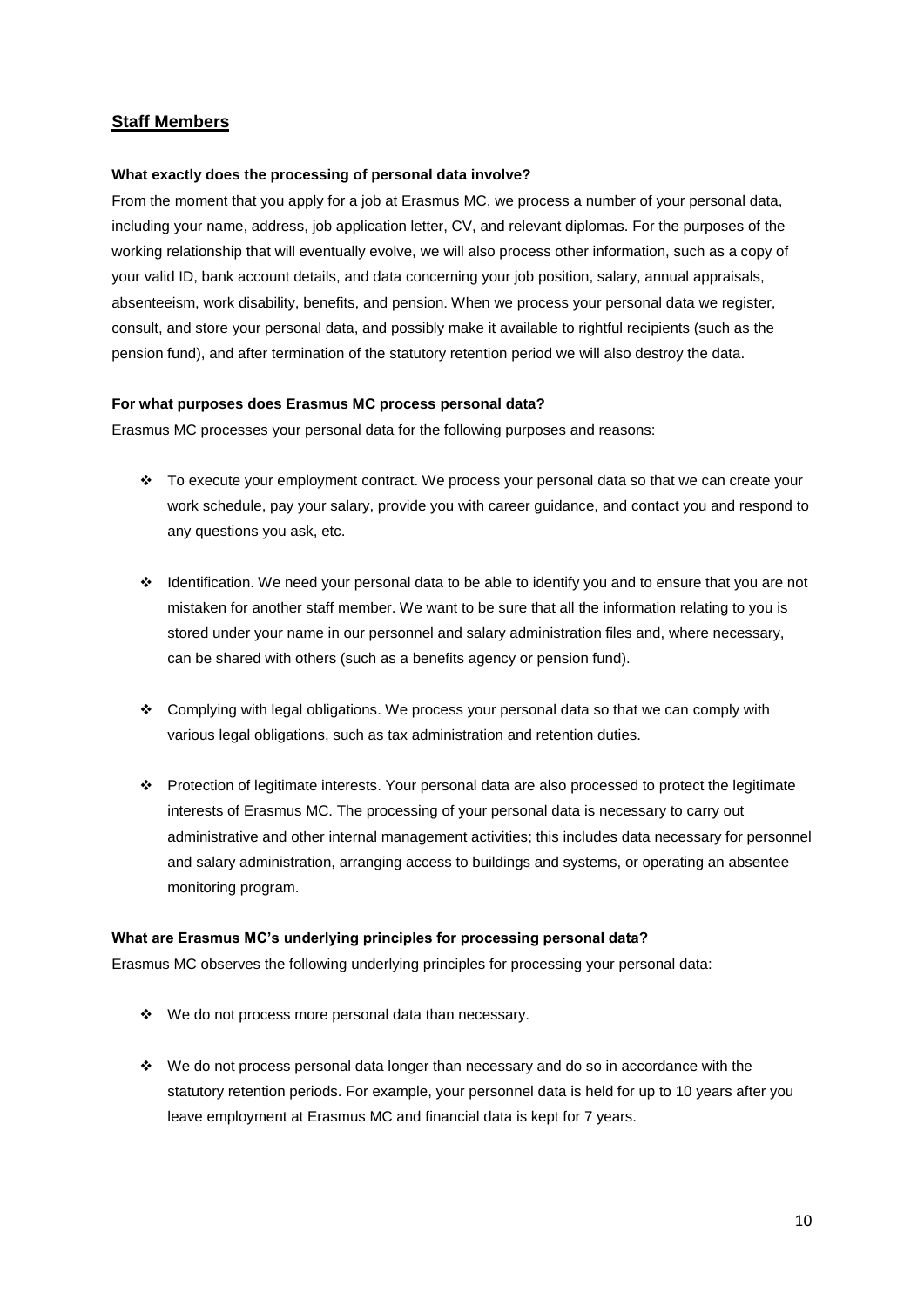## Staff Members

**What exactly does the processing of personal data involve?**

From the moment that you apply for a job at Erasmus MC, we process a number of your personal data, including your name, address, job application letter, CV, and relevant diplomas. For the purposes of the working relationship that will eventually evolve, we will also process other information, such as a copy of your valid ID, bank account details, and data concerning your job position, salary, annual appraisals, absenteeism, work disability, benefits, and pension. When we process your personal data we register, consult, and store your personal data, and possibly make it available to rightful recipients (such as the pension fund), and after termination of the statutory retention period we will also destroy the data.

**For what purposes does Erasmus MC process personal data?**

Erasmus MC processes your personal data for the following purposes and reasons:

- To execute your employment contract. We process your personal data so that we can create your work schedule, pay your salary, provide you with career guidance, and contact you and respond to any questions you ask, etc.
- Identification. We need your personal data to be able to identify you and to ensure that you are not mistaken for another staff member. We want to be sure that all the information relating to you is stored under your name in our personnel and salary administration files and, where necessary, can be shared with others (such as a benefits agency or pension fund).
- Complying with legal obligations. We process your personal data so that we can comply with various legal obligations, such as tax administration and retention duties.
- Protection of legitimate interests. Your personal data are also processed to protect the legitimate interests of Erasmus MC. The processing of your personal data is necessary to carry out administrative and other internal management activities; this includes data necessary for personnel and salary administration, arranging access to buildings and systems, or operating an absentee monitoring program.

**What are Erasmus MC's underlying principles for processing personal data?**

Erasmus MC observes the following underlying principles for processing your personal data:

- We do not process more personal data than necessary.
- We do not process personal data longer than necessary and do so in accordance with the statutory retention periods. For example, your personnel data is held for up to 10 years after you leave employment at Erasmus MC and financial data is kept for 7 years.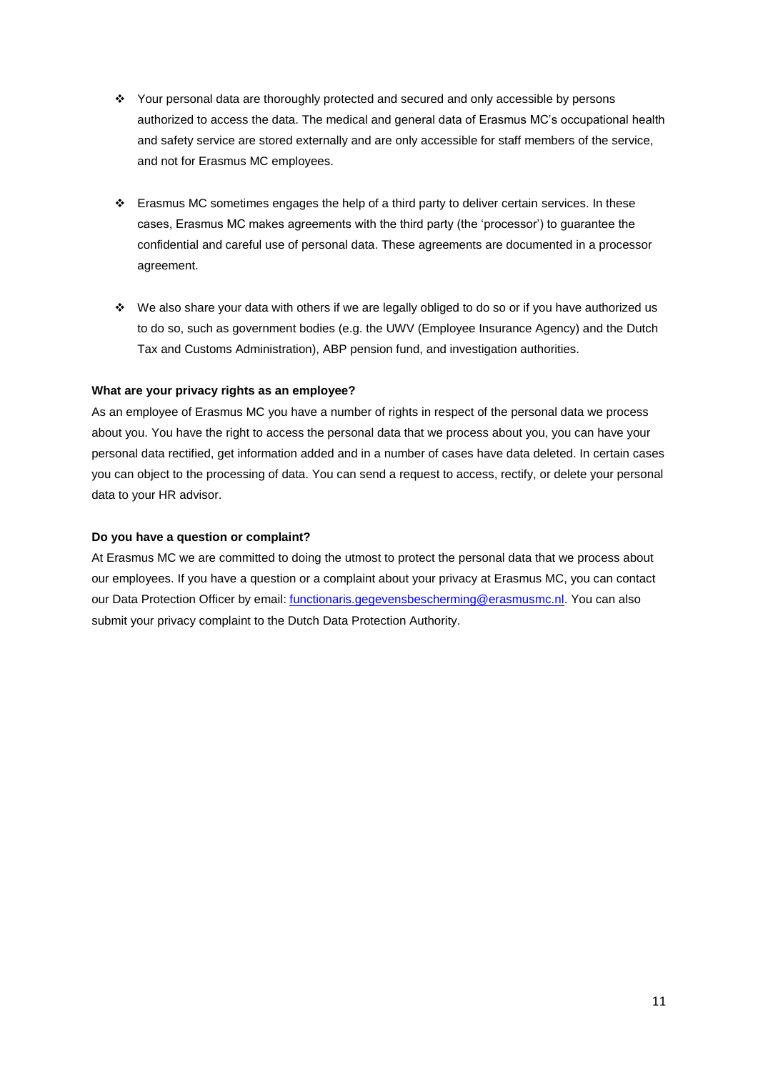- Your personal data are thoroughly protected and secured and only accessible by persons authorized to access the data. The medical and general data of Erasmus MC's occupational health and safety service are stored externally and are only accessible for staff members of the service, and not for Erasmus MC employees.

- Erasmus MC sometimes engages the help of a third party to deliver certain services. In these cases, Erasmus MC makes agreements with the third party (the 'processor') to guarantee the confidential and careful use of personal data. These agreements are documented in a processor agreement.

- We also share your data with others if we are legally obliged to do so or if you have authorized us to do so, such as government bodies (e.g. the UWV (Employee Insurance Agency) and the Dutch Tax and Customs Administration), ABP pension fund, and investigation authorities.

**What are your privacy rights as an employee?**

As an employee of Erasmus MC you have a number of rights in respect of the personal data we process about you. You have the right to access the personal data that we process about you, you can have your personal data rectified, get information added and in a number of cases have data deleted. In certain cases you can object to the processing of data. You can send a request to access, rectify, or delete your personal data to your HR advisor.

**Do you have a question or complaint?**

At Erasmus MC we are committed to doing the utmost to protect the personal data that we process about our employees. If you have a question or a complaint about your privacy at Erasmus MC, you can contact our Data Protection Officer by email: functionaris.gegevensbescherming@erasmusmc.nl. You can also submit your privacy complaint to the Dutch Data Protection Authority.